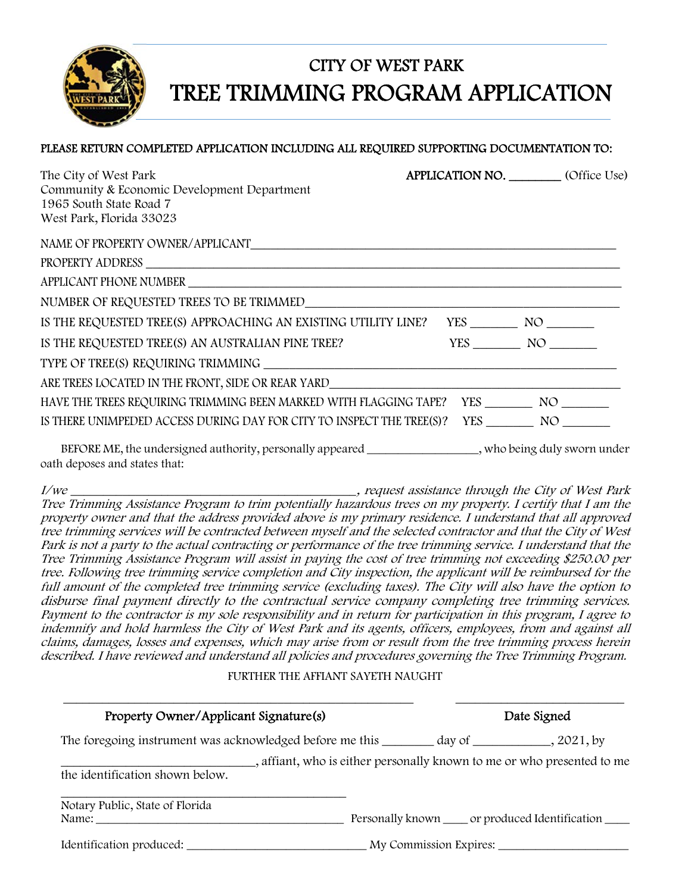# CITY OF WEST PARK

# TREE TRIMMING PROGRAM APPLICATION

**PLEASE RETURN COMPLETED APPLICATION INCLUDING ALL REQUIRED SUPPORTING DOCUMENTATION TO:**

The City of West Park
Community & Economic Development Department
1965 South State Road 7
West Park, Florida 33023

**APPLICATION NO.** ________ (Office Use)

NAME OF PROPERTY OWNER/APPLICANT________________________________________________

PROPERTY ADDRESS ________________________________________________

APPLICANT PHONE NUMBER ________________________________________________

NUMBER OF REQUESTED TREES TO BE TRIMMED________________________________________________

IS THE REQUESTED TREE(S) APPROACHING AN EXISTING UTILITY LINE? YES _______ NO _______

IS THE REQUESTED TREE(S) AN AUSTRALIAN PINE TREE? YES _______ NO _______

TYPE OF TREE(S) REQUIRING TRIMMING ________________________________________________

ARE TREES LOCATED IN THE FRONT, SIDE OR REAR YARD________________________________________________

HAVE THE TREES REQUIRING TRIMMING BEEN MARKED WITH FLAGGING TAPE? YES _______ NO _______

IS THERE UNIMPEDED ACCESS DURING DAY FOR CITY TO INSPECT THE TREE(S)? YES _______ NO _______

BEFORE ME, the undersigned authority, personally appeared _________________, who being duly sworn under oath deposes and states that:

*I/we ____________________________________________, request assistance through the City of West Park Tree Trimming Assistance Program to trim potentially hazardous trees on my property. I certify that I am the property owner and that the address provided above is my primary residence. I understand that all approved tree trimming services will be contracted between myself and the selected contractor and that the City of West Park is not a party to the actual contracting or performance of the tree trimming service. I understand that the Tree Trimming Assistance Program will assist in paying the cost of tree trimming not exceeding $250.00 per tree. Following tree trimming service completion and City inspection, the applicant will be reimbursed for the full amount of the completed tree trimming service (excluding taxes). The City will also have the option to disburse final payment directly to the contractual service company completing tree trimming services. Payment to the contractor is my sole responsibility and in return for participation in this program, I agree to indemnify and hold harmless the City of West Park and its agents, officers, employees, from and against all claims, damages, losses and expenses, which may arise from or result from the tree trimming process herein described. I have reviewed and understand all policies and procedures governing the Tree Trimming Program.*

FURTHER THE AFFIANT SAYETH NAUGHT

______________________________________________ ________________________

**Property Owner/Applicant Signature(s)** **Date Signed**

The foregoing instrument was acknowledged before me this ________ day of ___________, 2021, by

______________________________, affiant, who is either personally known to me or who presented to me the identification shown below.

______________________________________________

Notary Public, State of Florida

Name: ________________________________________ Personally known ____ or produced Identification ____

Identification produced: ____________________________ My Commission Expires: ____________________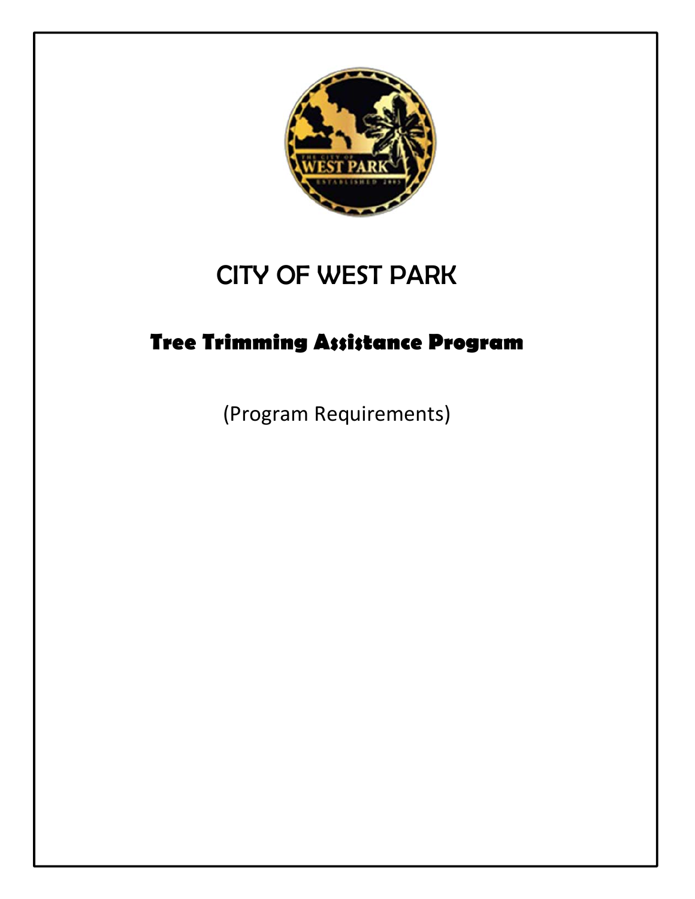# CITY OF WEST PARK

## Tree Trimming Assistance Program

(Program Requirements)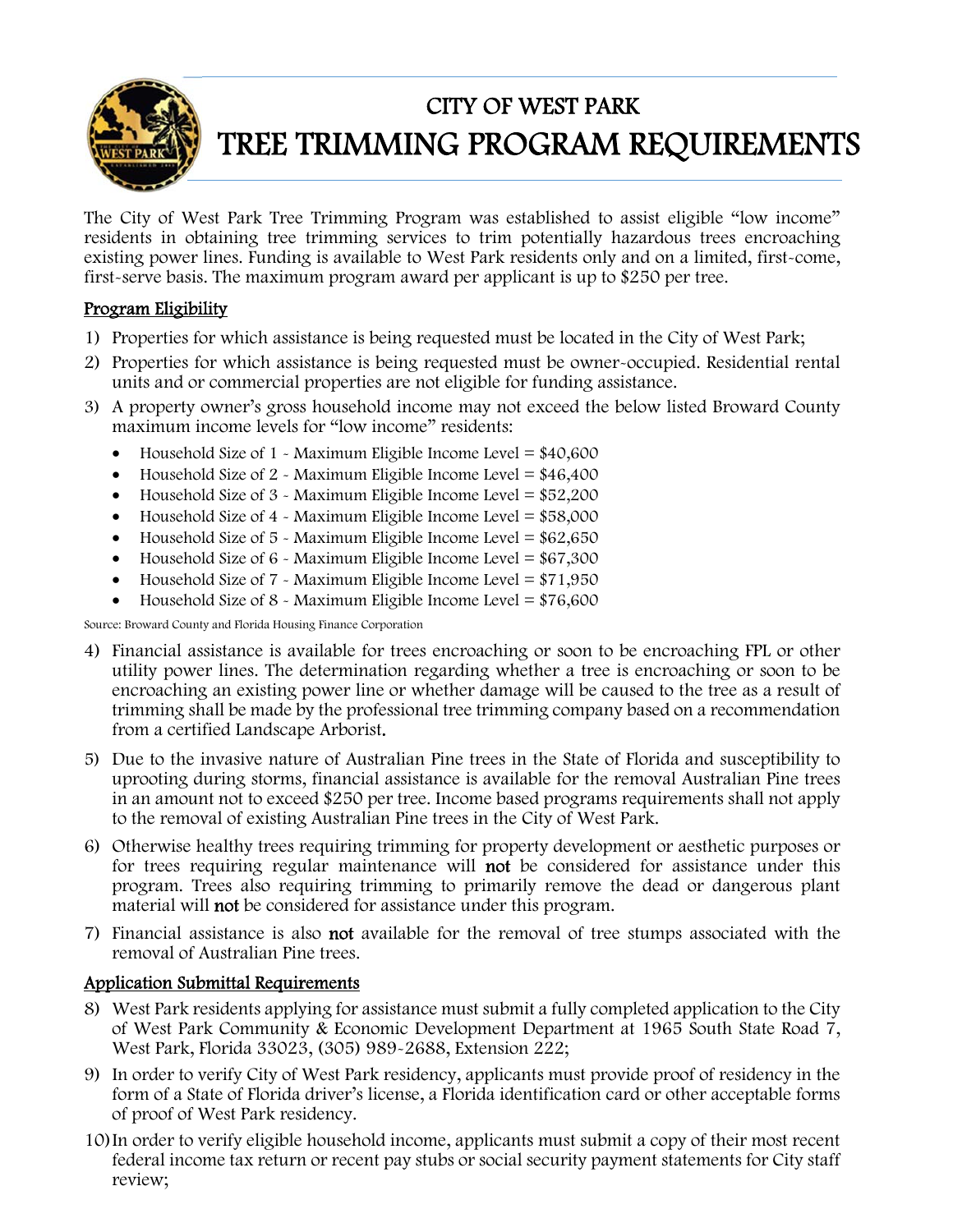# CITY OF WEST PARK

# TREE TRIMMING PROGRAM REQUIREMENTS

The City of West Park Tree Trimming Program was established to assist eligible "low income" residents in obtaining tree trimming services to trim potentially hazardous trees encroaching existing power lines. Funding is available to West Park residents only and on a limited, first-come, first-serve basis. The maximum program award per applicant is up to $250 per tree.

## Program Eligibility

1) Properties for which assistance is being requested must be located in the City of West Park;
2) Properties for which assistance is being requested must be owner-occupied. Residential rental units and or commercial properties are not eligible for funding assistance.
3) A property owner's gross household income may not exceed the below listed Broward County maximum income levels for "low income" residents:
   - Household Size of 1 - Maximum Eligible Income Level = $40,600
   - Household Size of 2 - Maximum Eligible Income Level = $46,400
   - Household Size of 3 - Maximum Eligible Income Level = $52,200
   - Household Size of 4 - Maximum Eligible Income Level = $58,000
   - Household Size of 5 - Maximum Eligible Income Level = $62,650
   - Household Size of 6 - Maximum Eligible Income Level = $67,300
   - Household Size of 7 - Maximum Eligible Income Level = $71,950
   - Household Size of 8 - Maximum Eligible Income Level = $76,600

Source: Broward County and Florida Housing Finance Corporation

4) Financial assistance is available for trees encroaching or soon to be encroaching FPL or other utility power lines. The determination regarding whether a tree is encroaching or soon to be encroaching an existing power line or whether damage will be caused to the tree as a result of trimming shall be made by the professional tree trimming company based on a recommendation from a certified Landscape Arborist.
5) Due to the invasive nature of Australian Pine trees in the State of Florida and susceptibility to uprooting during storms, financial assistance is available for the removal Australian Pine trees in an amount not to exceed $250 per tree. Income based programs requirements shall not apply to the removal of existing Australian Pine trees in the City of West Park.
6) Otherwise healthy trees requiring trimming for property development or aesthetic purposes or for trees requiring regular maintenance will **not** be considered for assistance under this program. Trees also requiring trimming to primarily remove the dead or dangerous plant material will **not** be considered for assistance under this program.
7) Financial assistance is also **not** available for the removal of tree stumps associated with the removal of Australian Pine trees.

## Application Submittal Requirements

8) West Park residents applying for assistance must submit a fully completed application to the City of West Park Community & Economic Development Department at 1965 South State Road 7, West Park, Florida 33023, (305) 989-2688, Extension 222;
9) In order to verify City of West Park residency, applicants must provide proof of residency in the form of a State of Florida driver's license, a Florida identification card or other acceptable forms of proof of West Park residency.
10) In order to verify eligible household income, applicants must submit a copy of their most recent federal income tax return or recent pay stubs or social security payment statements for City staff review;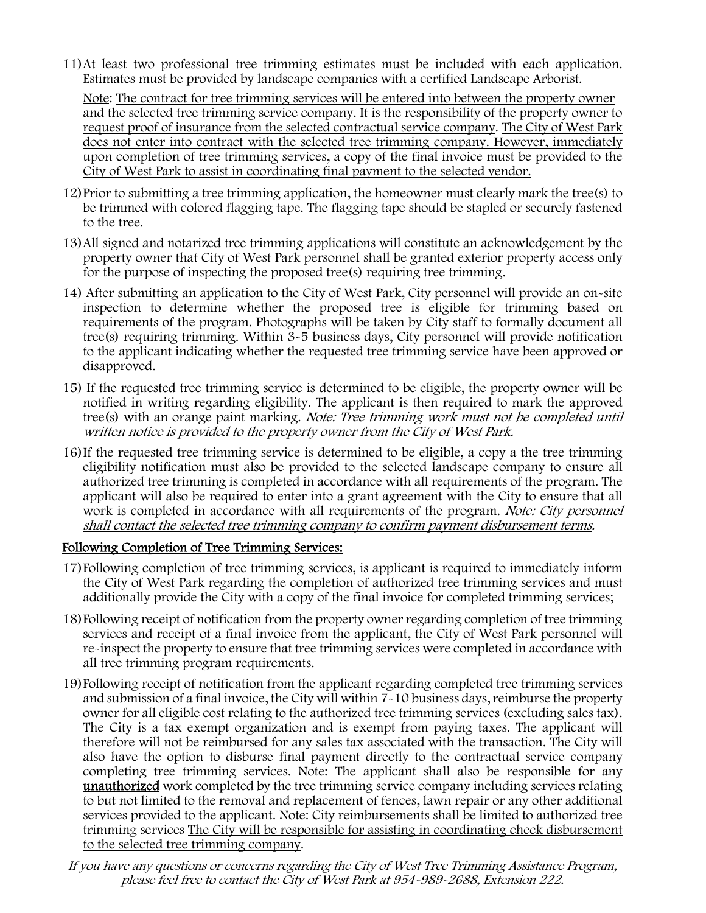11) At least two professional tree trimming estimates must be included with each application. Estimates must be provided by landscape companies with a certified Landscape Arborist.

<u>Note</u>: <u>The contract for tree trimming services will be entered into between the property owner and the selected tree trimming service company. It is the responsibility of the property owner to request proof of insurance from the selected contractual service company</u>. <u>The City of West Park does not enter into contract with the selected tree trimming company. However, immediately upon completion of tree trimming services, a copy of the final invoice must be provided to the City of West Park to assist in coordinating final payment to the selected vendor.</u>

12) Prior to submitting a tree trimming application, the homeowner must clearly mark the tree(s) to be trimmed with colored flagging tape. The flagging tape should be stapled or securely fastened to the tree.

13) All signed and notarized tree trimming applications will constitute an acknowledgement by the property owner that City of West Park personnel shall be granted exterior property access <u>only</u> for the purpose of inspecting the proposed tree(s) requiring tree trimming.

14) After submitting an application to the City of West Park, City personnel will provide an on-site inspection to determine whether the proposed tree is eligible for trimming based on requirements of the program. Photographs will be taken by City staff to formally document all tree(s) requiring trimming. Within 3-5 business days, City personnel will provide notification to the applicant indicating whether the requested tree trimming service have been approved or disapproved.

15) If the requested tree trimming service is determined to be eligible, the property owner will be notified in writing regarding eligibility. The applicant is then required to mark the approved tree(s) with an orange paint marking. *<u>Note</u>: Tree trimming work must not be completed until written notice is provided to the property owner from the City of West Park.*

16) If the requested tree trimming service is determined to be eligible, a copy a the tree trimming eligibility notification must also be provided to the selected landscape company to ensure all authorized tree trimming is completed in accordance with all requirements of the program. The applicant will also be required to enter into a grant agreement with the City to ensure that all work is completed in accordance with all requirements of the program. *Note: <u>City personnel shall contact the selected tree trimming company to confirm payment disbursement terms</u>.*

## <u>Following Completion of Tree Trimming Services:</u>

17) Following completion of tree trimming services, is applicant is required to immediately inform the City of West Park regarding the completion of authorized tree trimming services and must additionally provide the City with a copy of the final invoice for completed trimming services;

18) Following receipt of notification from the property owner regarding completion of tree trimming services and receipt of a final invoice from the applicant, the City of West Park personnel will re-inspect the property to ensure that tree trimming services were completed in accordance with all tree trimming program requirements.

19) Following receipt of notification from the applicant regarding completed tree trimming services and submission of a final invoice, the City will within 7-10 business days, reimburse the property owner for all eligible cost relating to the authorized tree trimming services (excluding sales tax). The City is a tax exempt organization and is exempt from paying taxes. The applicant will therefore will not be reimbursed for any sales tax associated with the transaction. The City will also have the option to disburse final payment directly to the contractual service company completing tree trimming services. Note: The applicant shall also be responsible for any **<u>unauthorized</u>** work completed by the tree trimming service company including services relating to but not limited to the removal and replacement of fences, lawn repair or any other additional services provided to the applicant. Note: City reimbursements shall be limited to authorized tree trimming services <u>The City will be responsible for assisting in coordinating check disbursement to the selected tree trimming company</u>.

*If you have any questions or concerns regarding the City of West Tree Trimming Assistance Program, please feel free to contact the City of West Park at 954-989-2688, Extension 222.*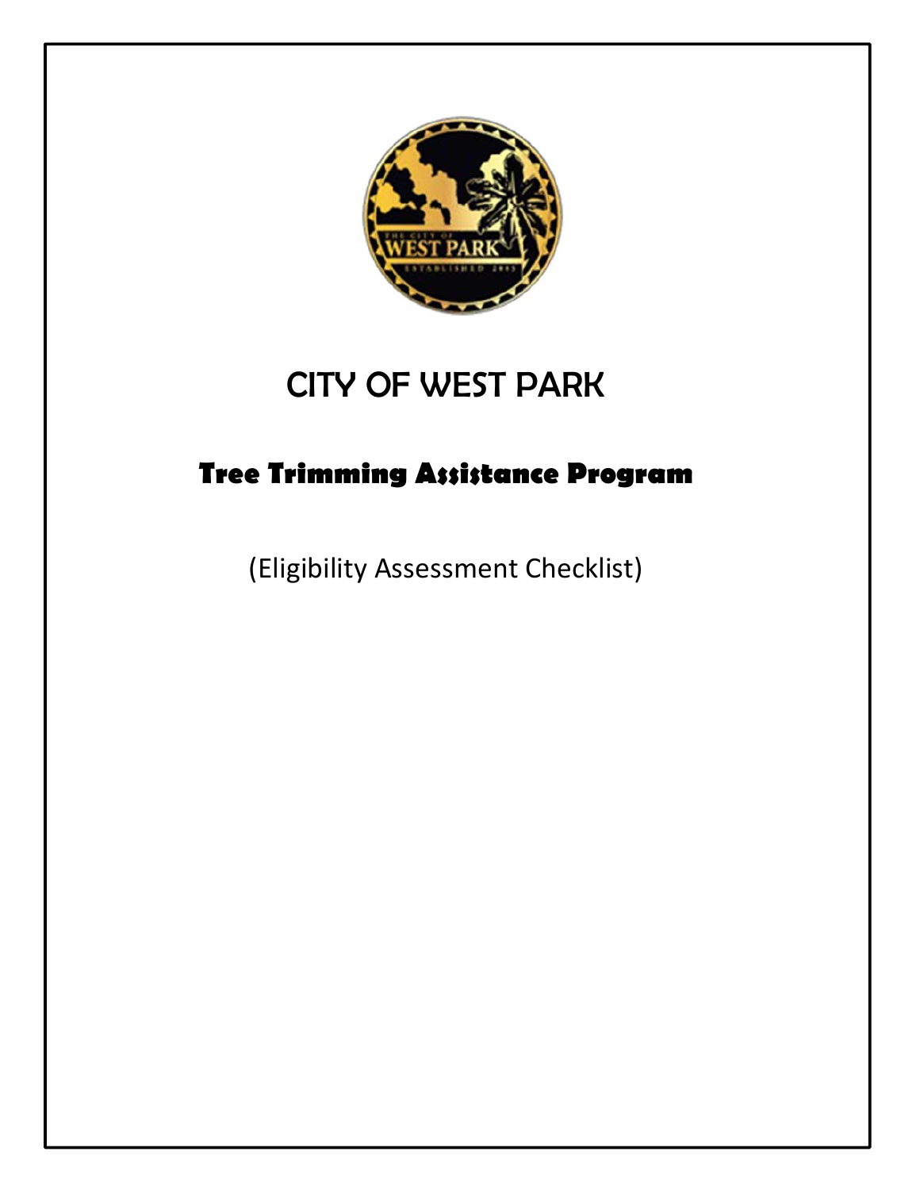# CITY OF WEST PARK

## Tree Trimming Assistance Program

(Eligibility Assessment Checklist)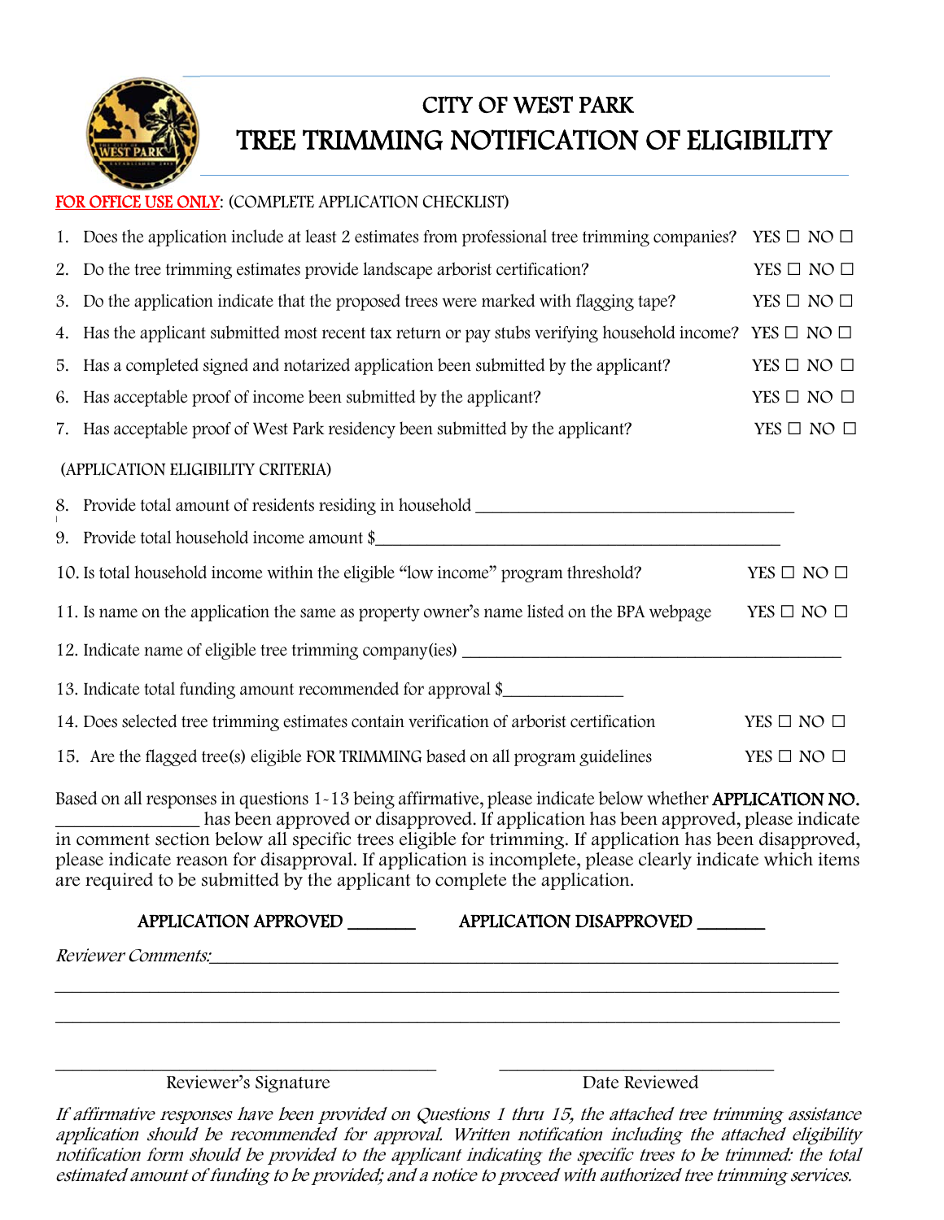# CITY OF WEST PARK

## TREE TRIMMING NOTIFICATION OF ELIGIBILITY

FOR OFFICE USE ONLY: (COMPLETE APPLICATION CHECKLIST)

1. Does the application include at least 2 estimates from professional tree trimming companies? YES ☐ NO ☐
2. Do the tree trimming estimates provide landscape arborist certification? YES ☐ NO ☐
3. Do the application indicate that the proposed trees were marked with flagging tape? YES ☐ NO ☐
4. Has the applicant submitted most recent tax return or pay stubs verifying household income? YES ☐ NO ☐
5. Has a completed signed and notarized application been submitted by the applicant? YES ☐ NO ☐
6. Has acceptable proof of income been submitted by the applicant? YES ☐ NO ☐
7. Has acceptable proof of West Park residency been submitted by the applicant? YES ☐ NO ☐

(APPLICATION ELIGIBILITY CRITERIA)

8. Provide total amount of residents residing in household ____________________________________
9. Provide total household income amount $____________________________________________
10. Is total household income within the eligible "low income" program threshold? YES ☐ NO ☐
11. Is name on the application the same as property owner's name listed on the BPA webpage YES ☐ NO ☐
12. Indicate name of eligible tree trimming company(ies) ____________________________________________
13. Indicate total funding amount recommended for approval $_____________
14. Does selected tree trimming estimates contain verification of arborist certification YES ☐ NO ☐
15. Are the flagged tree(s) eligible FOR TRIMMING based on all program guidelines YES ☐ NO ☐

Based on all responses in questions 1-13 being affirmative, please indicate below whether **APPLICATION NO.** _______________ has been approved or disapproved. If application has been approved, please indicate in comment section below all specific trees eligible for trimming. If application has been disapproved, please indicate reason for disapproval. If application is incomplete, please clearly indicate which items are required to be submitted by the applicant to complete the application.

APPLICATION APPROVED _______ APPLICATION DISAPPROVED _______

*Reviewer Comments:*_____________________________________________________________________

_____________________________________________________________________________________

_____________________________________________________________________________________

_________________________________________ ______________________________

Reviewer's Signature Date Reviewed

*If affirmative responses have been provided on Questions 1 thru 15, the attached tree trimming assistance application should be recommended for approval. Written notification including the attached eligibility notification form should be provided to the applicant indicating the specific trees to be trimmed: the total estimated amount of funding to be provided; and a notice to proceed with authorized tree trimming services.*